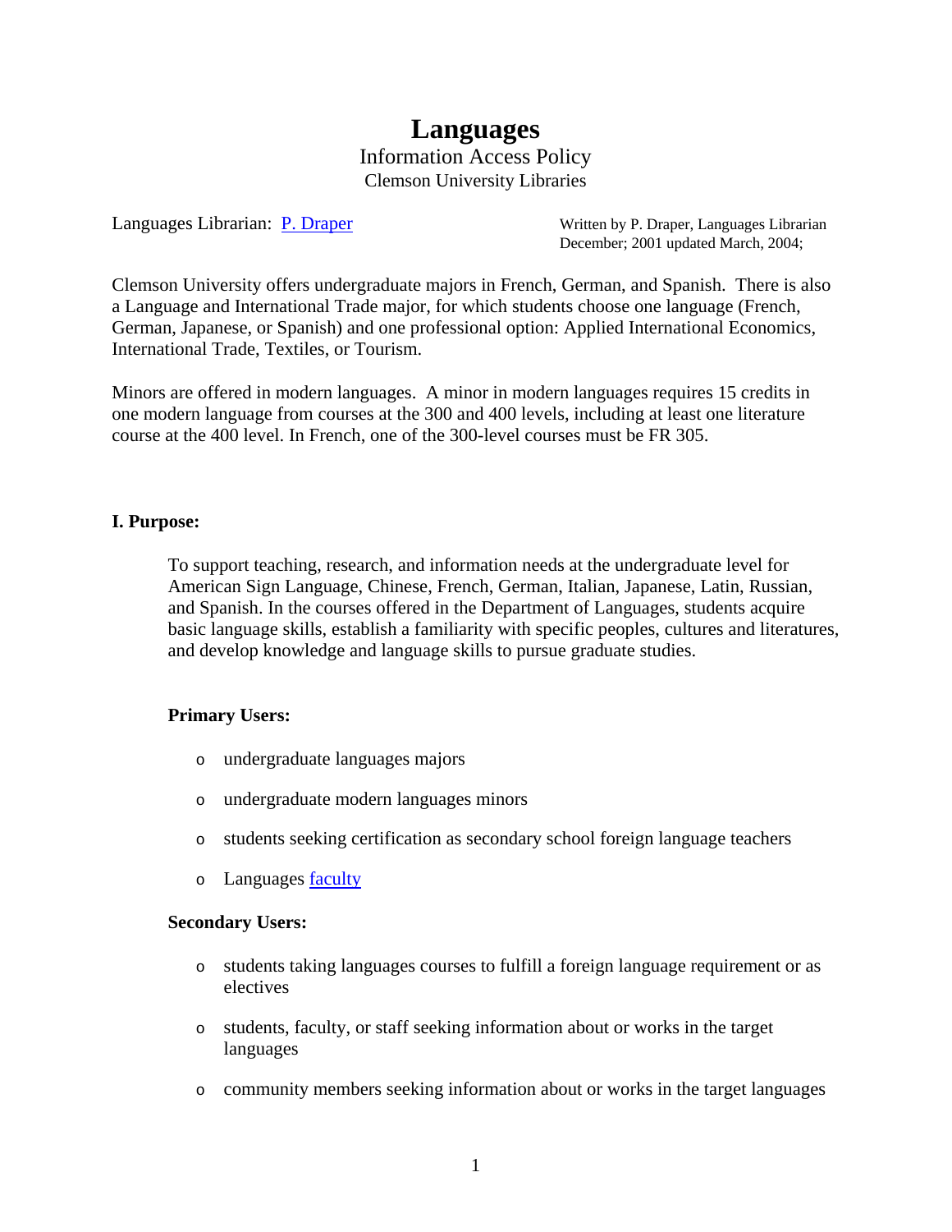# Languages

Information Access Policy

Clemson University Libraries

Languages Librarian: [P. Draper]

Written by P. Draper, Languages Librarian
December; 2001 updated March, 2004;

Clemson University offers undergraduate majors in French, German, and Spanish. There is also a Language and International Trade major, for which students choose one language (French, German, Japanese, or Spanish) and one professional option: Applied International Economics, International Trade, Textiles, or Tourism.

Minors are offered in modern languages. A minor in modern languages requires 15 credits in one modern language from courses at the 300 and 400 levels, including at least one literature course at the 400 level. In French, one of the 300-level courses must be FR 305.

## I. Purpose:

To support teaching, research, and information needs at the undergraduate level for American Sign Language, Chinese, French, German, Italian, Japanese, Latin, Russian, and Spanish. In the courses offered in the Department of Languages, students acquire basic language skills, establish a familiarity with specific peoples, cultures and literatures, and develop knowledge and language skills to pursue graduate studies.

### Primary Users:

- undergraduate languages majors
- undergraduate modern languages minors
- students seeking certification as secondary school foreign language teachers
- Languages [faculty]

### Secondary Users:

- students taking languages courses to fulfill a foreign language requirement or as electives
- students, faculty, or staff seeking information about or works in the target languages
- community members seeking information about or works in the target languages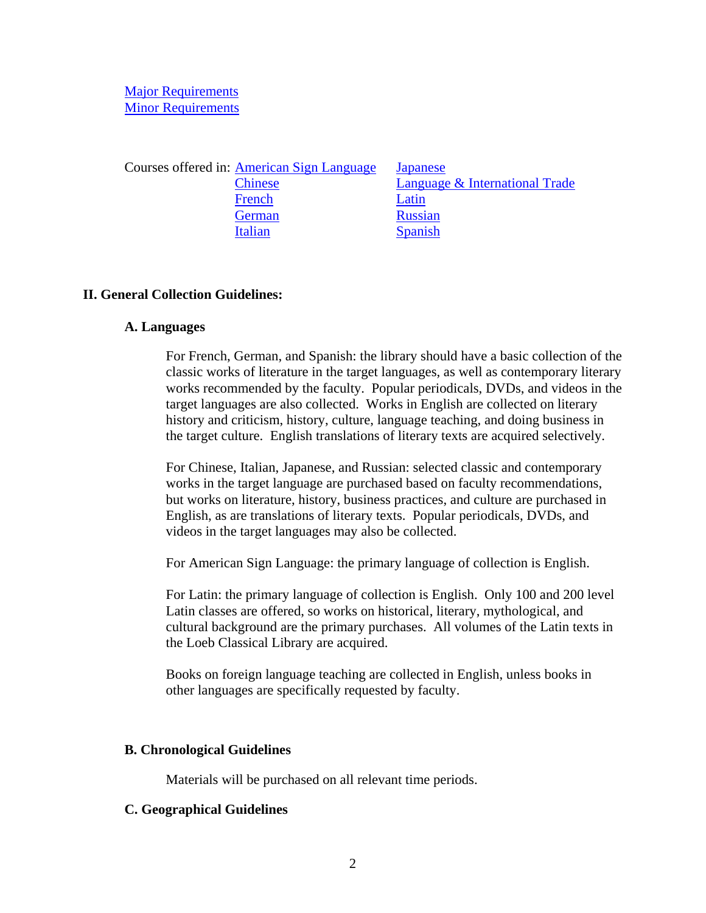[Major Requirements]
[Minor Requirements]

Courses offered in:

- [American Sign Language]
- [Chinese]
- [French]
- [German]
- [Italian]
- [Japanese]
- [Language & International Trade]
- [Latin]
- [Russian]
- [Spanish]

## II. General Collection Guidelines:

### A. Languages

For French, German, and Spanish: the library should have a basic collection of the classic works of literature in the target languages, as well as contemporary literary works recommended by the faculty. Popular periodicals, DVDs, and videos in the target languages are also collected. Works in English are collected on literary history and criticism, history, culture, language teaching, and doing business in the target culture. English translations of literary texts are acquired selectively.

For Chinese, Italian, Japanese, and Russian: selected classic and contemporary works in the target language are purchased based on faculty recommendations, but works on literature, history, business practices, and culture are purchased in English, as are translations of literary texts. Popular periodicals, DVDs, and videos in the target languages may also be collected.

For American Sign Language: the primary language of collection is English.

For Latin: the primary language of collection is English. Only 100 and 200 level Latin classes are offered, so works on historical, literary, mythological, and cultural background are the primary purchases. All volumes of the Latin texts in the Loeb Classical Library are acquired.

Books on foreign language teaching are collected in English, unless books in other languages are specifically requested by faculty.

### B. Chronological Guidelines

Materials will be purchased on all relevant time periods.

### C. Geographical Guidelines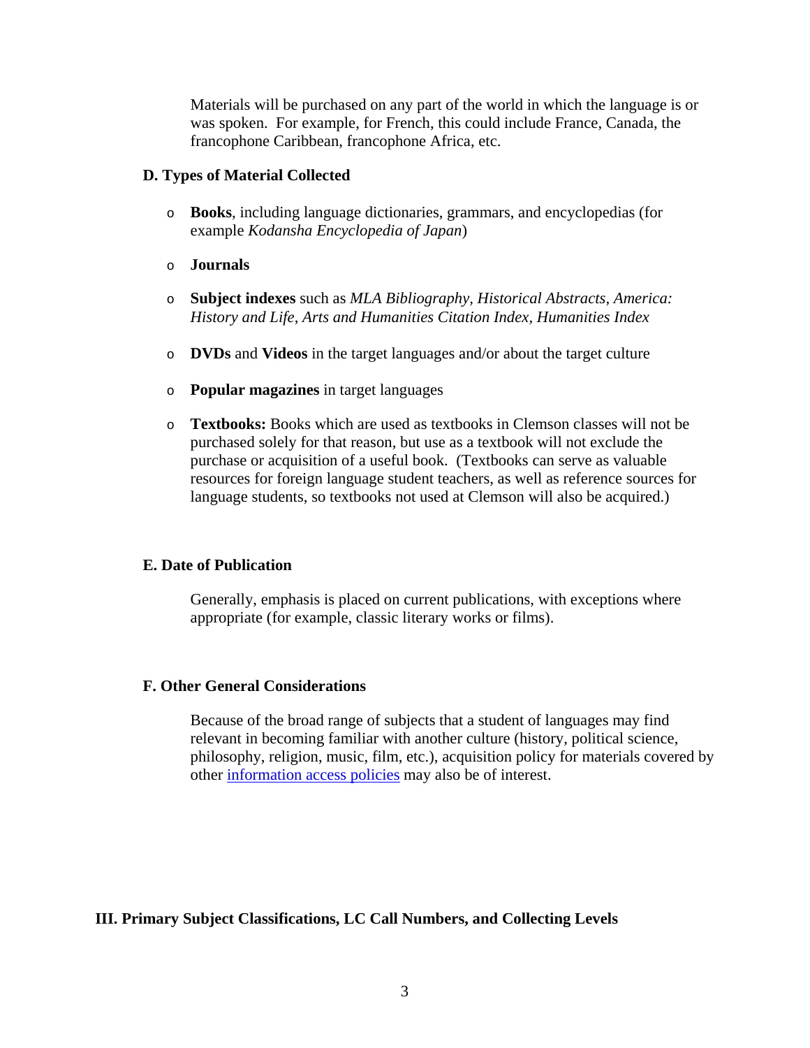Materials will be purchased on any part of the world in which the language is or was spoken. For example, for French, this could include France, Canada, the francophone Caribbean, francophone Africa, etc.

### D. Types of Material Collected

- **Books**, including language dictionaries, grammars, and encyclopedias (for example *Kodansha Encyclopedia of Japan*)
- **Journals**
- **Subject indexes** such as *MLA Bibliography, Historical Abstracts, America: History and Life, Arts and Humanities Citation Index, Humanities Index*
- **DVDs** and **Videos** in the target languages and/or about the target culture
- **Popular magazines** in target languages
- **Textbooks:** Books which are used as textbooks in Clemson classes will not be purchased solely for that reason, but use as a textbook will not exclude the purchase or acquisition of a useful book. (Textbooks can serve as valuable resources for foreign language student teachers, as well as reference sources for language students, so textbooks not used at Clemson will also be acquired.)

### E. Date of Publication

Generally, emphasis is placed on current publications, with exceptions where appropriate (for example, classic literary works or films).

### F. Other General Considerations

Because of the broad range of subjects that a student of languages may find relevant in becoming familiar with another culture (history, political science, philosophy, religion, music, film, etc.), acquisition policy for materials covered by other information access policies may also be of interest.

## III. Primary Subject Classifications, LC Call Numbers, and Collecting Levels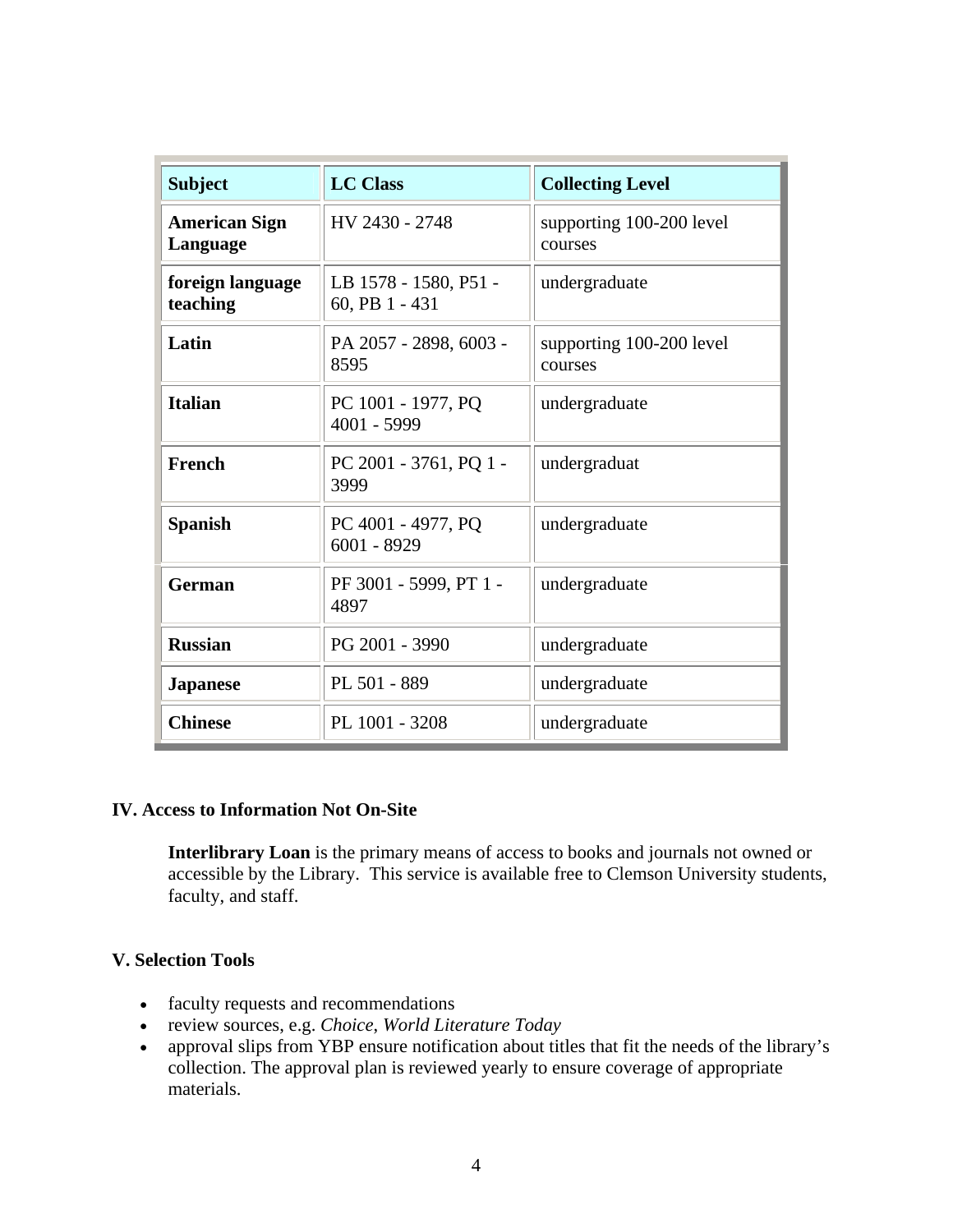| Subject | LC Class | Collecting Level |
| --- | --- | --- |
| **American Sign Language** | HV 2430 - 2748 | supporting 100-200 level courses |
| **foreign language teaching** | LB 1578 - 1580, P51 - 60, PB 1 - 431 | undergraduate |
| **Latin** | PA 2057 - 2898, 6003 - 8595 | supporting 100-200 level courses |
| **Italian** | PC 1001 - 1977, PQ 4001 - 5999 | undergraduate |
| **French** | PC 2001 - 3761, PQ 1 - 3999 | undergraduat |
| **Spanish** | PC 4001 - 4977, PQ 6001 - 8929 | undergraduate |
| **German** | PF 3001 - 5999, PT 1 - 4897 | undergraduate |
| **Russian** | PG 2001 - 3990 | undergraduate |
| **Japanese** | PL 501 - 889 | undergraduate |
| **Chinese** | PL 1001 - 3208 | undergraduate |

### IV. Access to Information Not On-Site

**Interlibrary Loan** is the primary means of access to books and journals not owned or accessible by the Library. This service is available free to Clemson University students, faculty, and staff.

### V. Selection Tools

- faculty requests and recommendations
- review sources, e.g. *Choice*, *World Literature Today*
- approval slips from YBP ensure notification about titles that fit the needs of the library's collection. The approval plan is reviewed yearly to ensure coverage of appropriate materials.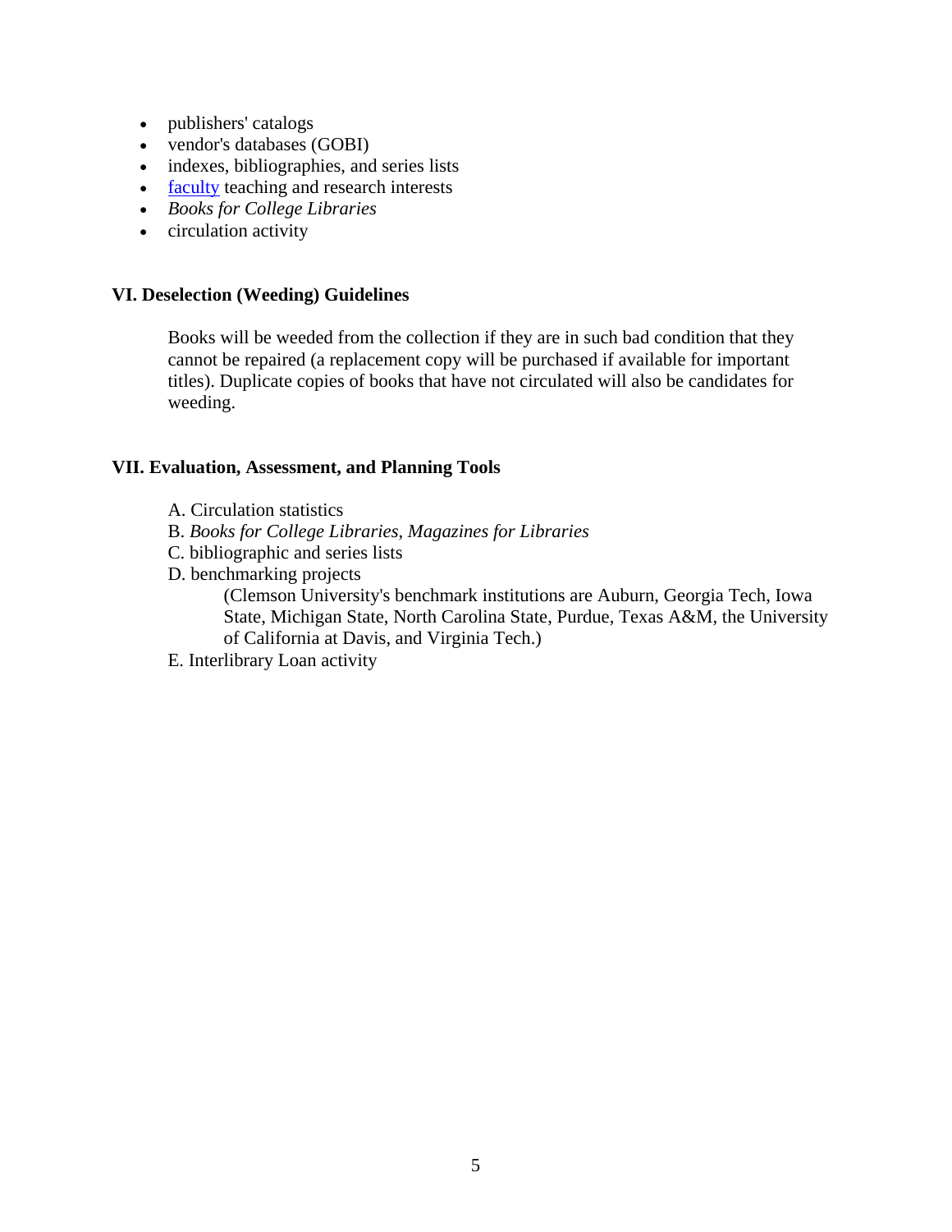- publishers' catalogs
- vendor's databases (GOBI)
- indexes, bibliographies, and series lists
- [faculty]() teaching and research interests
- *Books for College Libraries*
- circulation activity

## VI. Deselection (Weeding) Guidelines

Books will be weeded from the collection if they are in such bad condition that they cannot be repaired (a replacement copy will be purchased if available for important titles). Duplicate copies of books that have not circulated will also be candidates for weeding.

## VII. Evaluation, Assessment, and Planning Tools

A. Circulation statistics

B. *Books for College Libraries*, *Magazines for Libraries*

C. bibliographic and series lists

D. benchmarking projects

> (Clemson University's benchmark institutions are Auburn, Georgia Tech, Iowa State, Michigan State, North Carolina State, Purdue, Texas A&M, the University of California at Davis, and Virginia Tech.)

E. Interlibrary Loan activity